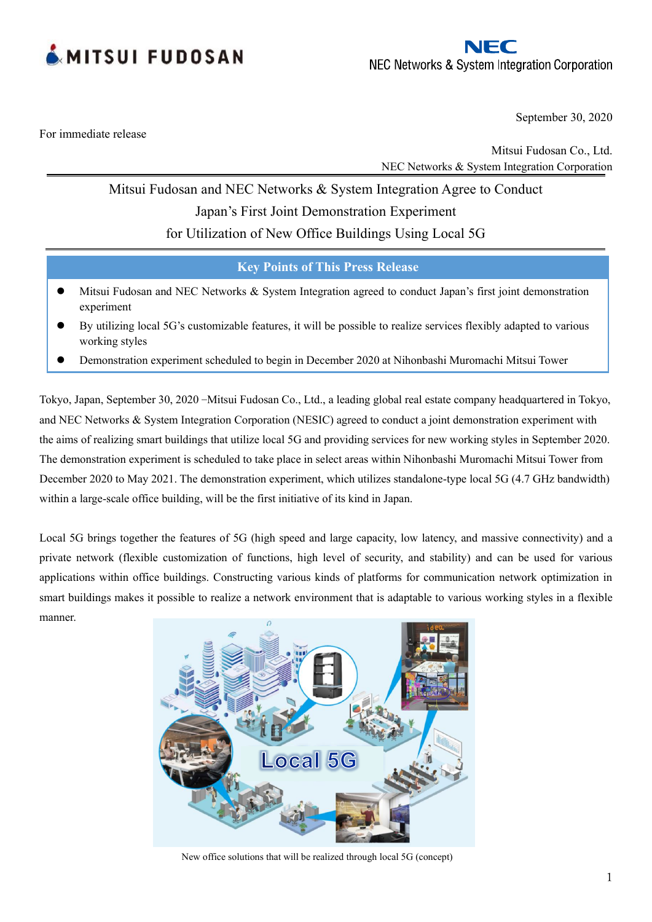MITSUI FUDOSAN

NEC
NEC Networks & System Integration Corporation

September 30, 2020

For immediate release

Mitsui Fudosan Co., Ltd.
NEC Networks & System Integration Corporation

# Mitsui Fudosan and NEC Networks & System Integration Agree to Conduct Japan's First Joint Demonstration Experiment for Utilization of New Office Buildings Using Local 5G

**Key Points of This Press Release**

- Mitsui Fudosan and NEC Networks & System Integration agreed to conduct Japan's first joint demonstration experiment
- By utilizing local 5G's customizable features, it will be possible to realize services flexibly adapted to various working styles
- Demonstration experiment scheduled to begin in December 2020 at Nihonbashi Muromachi Mitsui Tower

Tokyo, Japan, September 30, 2020 –Mitsui Fudosan Co., Ltd., a leading global real estate company headquartered in Tokyo, and NEC Networks & System Integration Corporation (NESIC) agreed to conduct a joint demonstration experiment with the aims of realizing smart buildings that utilize local 5G and providing services for new working styles in September 2020. The demonstration experiment is scheduled to take place in select areas within Nihonbashi Muromachi Mitsui Tower from December 2020 to May 2021. The demonstration experiment, which utilizes standalone-type local 5G (4.7 GHz bandwidth) within a large-scale office building, will be the first initiative of its kind in Japan.

Local 5G brings together the features of 5G (high speed and large capacity, low latency, and massive connectivity) and a private network (flexible customization of functions, high level of security, and stability) and can be used for various applications within office buildings. Constructing various kinds of platforms for communication network optimization in smart buildings makes it possible to realize a network environment that is adaptable to various working styles in a flexible manner.

New office solutions that will be realized through local 5G (concept)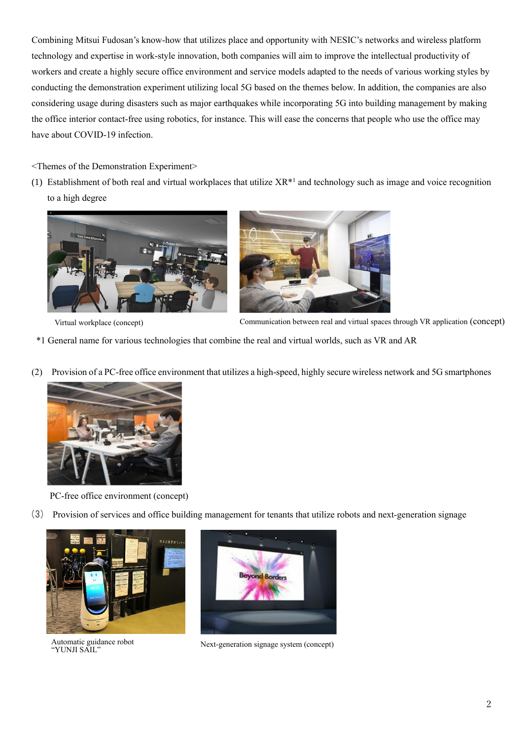Combining Mitsui Fudosan's know-how that utilizes place and opportunity with NESIC's networks and wireless platform technology and expertise in work-style innovation, both companies will aim to improve the intellectual productivity of workers and create a highly secure office environment and service models adapted to the needs of various working styles by conducting the demonstration experiment utilizing local 5G based on the themes below. In addition, the companies are also considering usage during disasters such as major earthquakes while incorporating 5G into building management by making the office interior contact-free using robotics, for instance. This will ease the concerns that people who use the office may have about COVID-19 infection.

<Themes of the Demonstration Experiment>

(1) Establishment of both real and virtual workplaces that utilize XR*[1] and technology such as image and voice recognition to a high degree

Virtual workplace (concept)

Communication between real and virtual spaces through VR application (concept)

*1 General name for various technologies that combine the real and virtual worlds, such as VR and AR

(2) Provision of a PC-free office environment that utilizes a high-speed, highly secure wireless network and 5G smartphones

PC-free office environment (concept)

(3) Provision of services and office building management for tenants that utilize robots and next-generation signage

Automatic guidance robot "YUNJI SAIL"

Next-generation signage system (concept)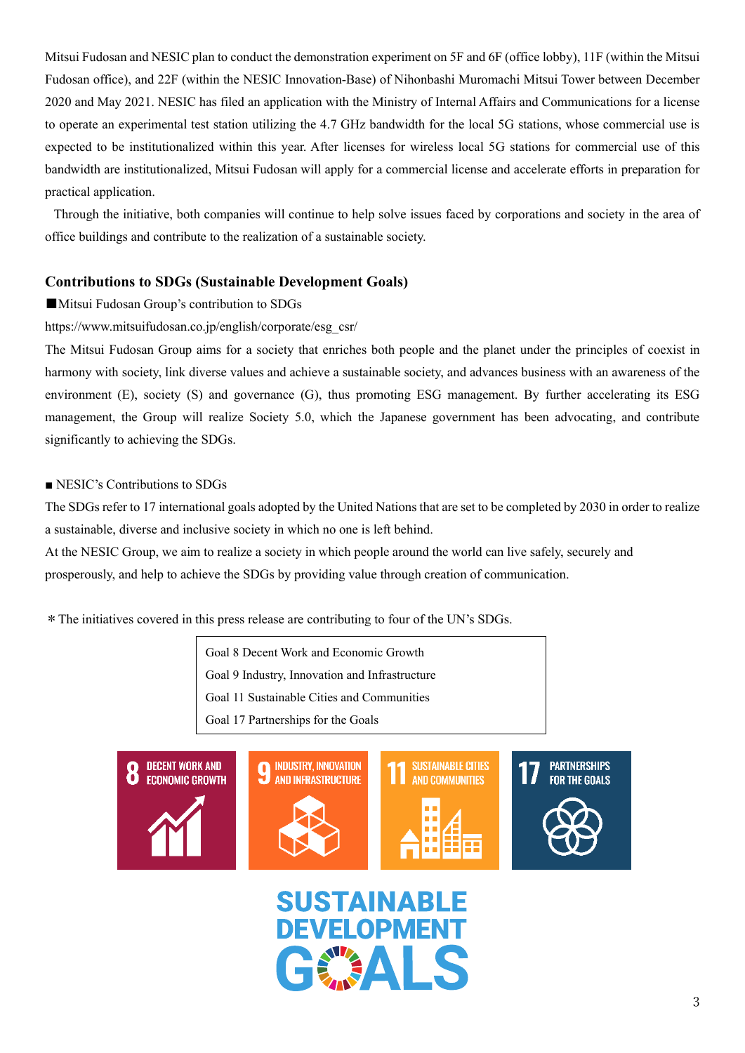Mitsui Fudosan and NESIC plan to conduct the demonstration experiment on 5F and 6F (office lobby), 11F (within the Mitsui Fudosan office), and 22F (within the NESIC Innovation-Base) of Nihonbashi Muromachi Mitsui Tower between December 2020 and May 2021. NESIC has filed an application with the Ministry of Internal Affairs and Communications for a license to operate an experimental test station utilizing the 4.7 GHz bandwidth for the local 5G stations, whose commercial use is expected to be institutionalized within this year. After licenses for wireless local 5G stations for commercial use of this bandwidth are institutionalized, Mitsui Fudosan will apply for a commercial license and accelerate efforts in preparation for practical application.

Through the initiative, both companies will continue to help solve issues faced by corporations and society in the area of office buildings and contribute to the realization of a sustainable society.

## Contributions to SDGs (Sustainable Development Goals)

■Mitsui Fudosan Group's contribution to SDGs

https://www.mitsuifudosan.co.jp/english/corporate/esg_csr/

The Mitsui Fudosan Group aims for a society that enriches both people and the planet under the principles of coexist in harmony with society, link diverse values and achieve a sustainable society, and advances business with an awareness of the environment (E), society (S) and governance (G), thus promoting ESG management. By further accelerating its ESG management, the Group will realize Society 5.0, which the Japanese government has been advocating, and contribute significantly to achieving the SDGs.

■ NESIC's Contributions to SDGs

The SDGs refer to 17 international goals adopted by the United Nations that are set to be completed by 2030 in order to realize a sustainable, diverse and inclusive society in which no one is left behind.

At the NESIC Group, we aim to realize a society in which people around the world can live safely, securely and prosperously, and help to achieve the SDGs by providing value through creation of communication.

＊The initiatives covered in this press release are contributing to four of the UN's SDGs.

| |
|---|
| Goal 8 Decent Work and Economic Growth |
| Goal 9 Industry, Innovation and Infrastructure |
| Goal 11 Sustainable Cities and Communities |
| Goal 17 Partnerships for the Goals |

8 DECENT WORK AND ECONOMIC GROWTH

9 INDUSTRY, INNOVATION AND INFRASTRUCTURE

11 SUSTAINABLE CITIES AND COMMUNITIES

17 PARTNERSHIPS FOR THE GOALS

SUSTAINABLE DEVELOPMENT GOALS